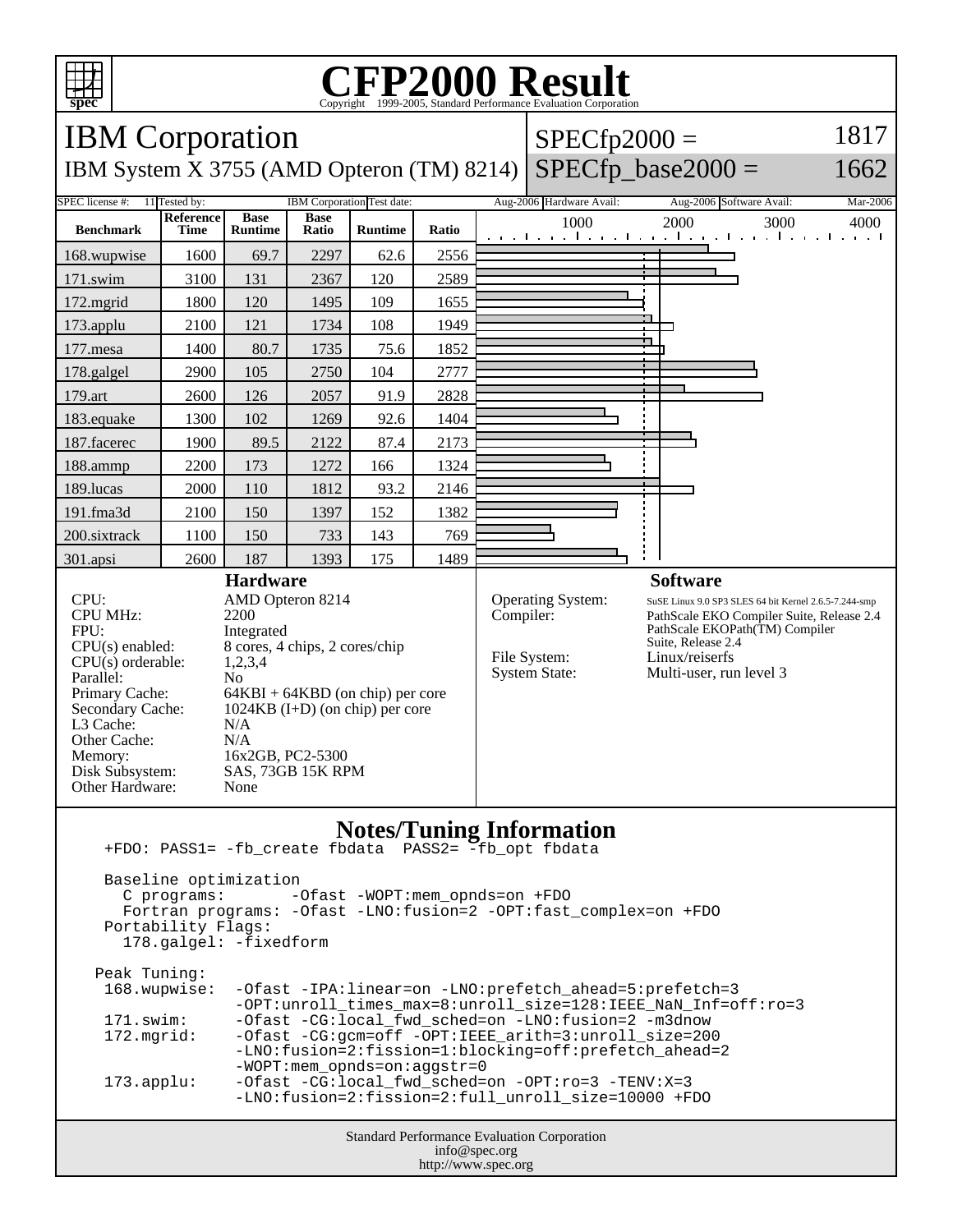# CFP2000 Result

Copyright 1999-2005, Standard Performance Evaluation Corporation

## IBM Corporation

IBM System X 3755 (AMD Opteron (TM) 8214)

SPECfp2000 = 1817

SPECfp_base2000 = 1662

| SPEC license #: | 11 | Tested by: | IBM Corporation | Test date: | Aug-2006 | Hardware Avail: | Aug-2006 | Software Avail: | Mar-2006 |
|---|---|---|---|---|---|---|---|---|---|

| Benchmark | Reference Time | Base Runtime | Base Ratio | Runtime | Ratio |
|---|---|---|---|---|---|
| 168.wupwise | 1600 | 69.7 | 2297 | 62.6 | 2556 |
| 171.swim | 3100 | 131 | 2367 | 120 | 2589 |
| 172.mgrid | 1800 | 120 | 1495 | 109 | 1655 |
| 173.applu | 2100 | 121 | 1734 | 108 | 1949 |
| 177.mesa | 1400 | 80.7 | 1735 | 75.6 | 1852 |
| 178.galgel | 2900 | 105 | 2750 | 104 | 2777 |
| 179.art | 2600 | 126 | 2057 | 91.9 | 2828 |
| 183.equake | 1300 | 102 | 1269 | 92.6 | 1404 |
| 187.facerec | 1900 | 89.5 | 2122 | 87.4 | 2173 |
| 188.ammp | 2200 | 173 | 1272 | 166 | 1324 |
| 189.lucas | 2000 | 110 | 1812 | 93.2 | 2146 |
| 191.fma3d | 2100 | 150 | 1397 | 152 | 1382 |
| 200.sixtrack | 1100 | 150 | 733 | 143 | 769 |
| 301.apsi | 2600 | 187 | 1393 | 175 | 1489 |

### Hardware

| | |
|---|---|
| CPU: | AMD Opteron 8214 |
| CPU MHz: | 2200 |
| FPU: | Integrated |
| CPU(s) enabled: | 8 cores, 4 chips, 2 cores/chip |
| CPU(s) orderable: | 1,2,3,4 |
| Parallel: | No |
| Primary Cache: | 64KBI + 64KBD (on chip) per core |
| Secondary Cache: | 1024KB (I+D) (on chip) per core |
| L3 Cache: | N/A |
| Other Cache: | N/A |
| Memory: | 16x2GB, PC2-5300 |
| Disk Subsystem: | SAS, 73GB 15K RPM |
| Other Hardware: | None |

### Software

| | |
|---|---|
| Operating System: | SuSE Linux 9.0 SP3 SLES 64 bit Kernel 2.6.5-7.244-smp |
| Compiler: | PathScale EKO Compiler Suite, Release 2.4 PathScale EKOPath(TM) Compiler Suite, Release 2.4 |
| File System: | Linux/reiserfs |
| System State: | Multi-user, run level 3 |

### Notes/Tuning Information

```
+FDO: PASS1= -fb_create fbdata  PASS2= -fb_opt fbdata

Baseline optimization
  C programs:       -Ofast -WOPT:mem_opnds=on +FDO
  Fortran programs: -Ofast -LNO:fusion=2 -OPT:fast_complex=on +FDO
Portability Flags:
  178.galgel: -fixedform

Peak Tuning:
 168.wupwise:  -Ofast -IPA:linear=on -LNO:prefetch_ahead=5:prefetch=3
               -OPT:unroll_times_max=8:unroll_size=128:IEEE_NaN_Inf=off:ro=3
 171.swim:     -Ofast -CG:local_fwd_sched=on -LNO:fusion=2 -m3dnow
 172.mgrid:    -Ofast -CG:gcm=off -OPT:IEEE_arith=3:unroll_size=200
               -LNO:fusion=2:fission=1:blocking=off:prefetch_ahead=2
               -WOPT:mem_opnds=on:aggstr=0
 173.applu:    -Ofast -CG:local_fwd_sched=on -OPT:ro=3 -TENV:X=3
               -LNO:fusion=2:fission=2:full_unroll_size=10000 +FDO
```

Standard Performance Evaluation Corporation
info@spec.org
http://www.spec.org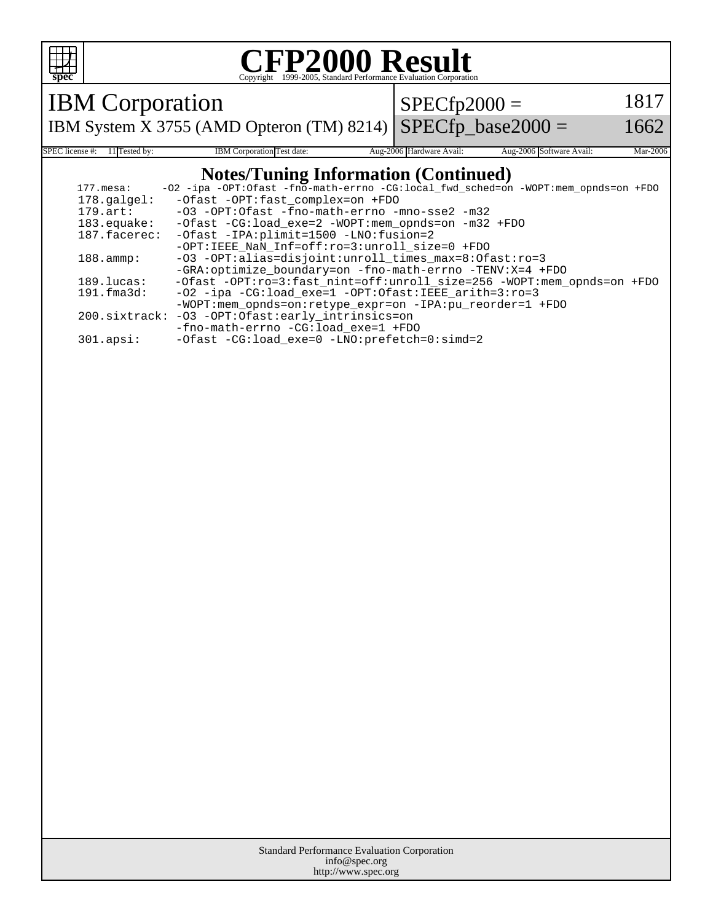# CFP2000 Result

Copyright 1999-2005, Standard Performance Evaluation Corporation

IBM Corporation

IBM System X 3755 (AMD Opteron (TM) 8214)

SPECfp2000 = 1817

SPECfp_base2000 = 1662

| SPEC license #: | 11 | Tested by: | IBM Corporation | Test date: | Aug-2006 | Hardware Avail: | Aug-2006 | Software Avail: | Mar-2006 |
|---|---|---|---|---|---|---|---|---|---|

## Notes/Tuning Information (Continued)

```
177.mesa:      -O2 -ipa -OPT:Ofast -fno-math-errno -CG:local_fwd_sched=on -WOPT:mem_opnds=on +FDO
178.galgel:    -Ofast -OPT:fast_complex=on +FDO
179.art:       -O3 -OPT:Ofast -fno-math-errno -mno-sse2 -m32
183.equake:    -Ofast -CG:load_exe=2 -WOPT:mem_opnds=on -m32 +FDO
187.facerec:   -Ofast -IPA:plimit=1500 -LNO:fusion=2
               -OPT:IEEE_NaN_Inf=off:ro=3:unroll_size=0 +FDO
188.ammp:      -O3 -OPT:alias=disjoint:unroll_times_max=8:Ofast:ro=3
               -GRA:optimize_boundary=on -fno-math-errno -TENV:X=4 +FDO
189.lucas:     -Ofast -OPT:ro=3:fast_nint=off:unroll_size=256 -WOPT:mem_opnds=on +FDO
191.fma3d:     -O2 -ipa -CG:load_exe=1 -OPT:Ofast:IEEE_arith=3:ro=3
               -WOPT:mem_opnds=on:retype_expr=on -IPA:pu_reorder=1 +FDO
200.sixtrack:  -O3 -OPT:Ofast:early_intrinsics=on
               -fno-math-errno -CG:load_exe=1 +FDO
301.apsi:      -Ofast -CG:load_exe=0 -LNO:prefetch=0:simd=2
```

Standard Performance Evaluation Corporation
info@spec.org
http://www.spec.org